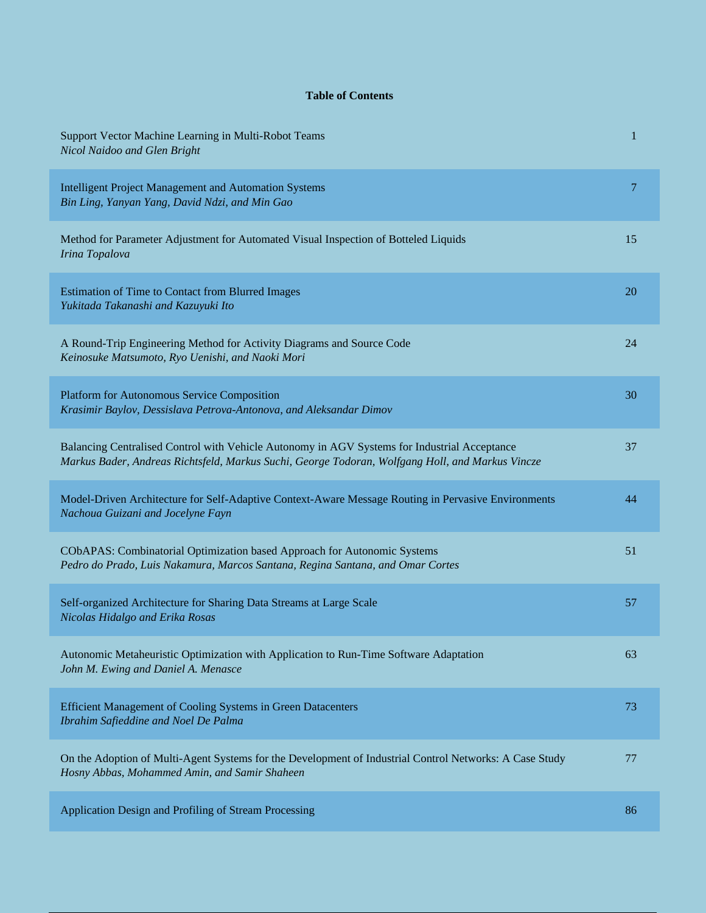# Table of Contents

| | |
|---|---|
| Support Vector Machine Learning in Multi-Robot Teams<br>*Nicol Naidoo and Glen Bright* | 1 |
| Intelligent Project Management and Automation Systems<br>*Bin Ling, Yanyan Yang, David Ndzi, and Min Gao* | 7 |
| Method for Parameter Adjustment for Automated Visual Inspection of Botteled Liquids<br>*Irina Topalova* | 15 |
| Estimation of Time to Contact from Blurred Images<br>*Yukitada Takanashi and Kazuyuki Ito* | 20 |
| A Round-Trip Engineering Method for Activity Diagrams and Source Code<br>*Keinosuke Matsumoto, Ryo Uenishi, and Naoki Mori* | 24 |
| Platform for Autonomous Service Composition<br>*Krasimir Baylov, Dessislava Petrova-Antonova, and Aleksandar Dimov* | 30 |
| Balancing Centralised Control with Vehicle Autonomy in AGV Systems for Industrial Acceptance<br>*Markus Bader, Andreas Richtsfeld, Markus Suchi, George Todoran, Wolfgang Holl, and Markus Vincze* | 37 |
| Model-Driven Architecture for Self-Adaptive Context-Aware Message Routing in Pervasive Environments<br>*Nachoua Guizani and Jocelyne Fayn* | 44 |
| CObAPAS: Combinatorial Optimization based Approach for Autonomic Systems<br>*Pedro do Prado, Luis Nakamura, Marcos Santana, Regina Santana, and Omar Cortes* | 51 |
| Self-organized Architecture for Sharing Data Streams at Large Scale<br>*Nicolas Hidalgo and Erika Rosas* | 57 |
| Autonomic Metaheuristic Optimization with Application to Run-Time Software Adaptation<br>*John M. Ewing and Daniel A. Menasce* | 63 |
| Efficient Management of Cooling Systems in Green Datacenters<br>*Ibrahim Safieddine and Noel De Palma* | 73 |
| On the Adoption of Multi-Agent Systems for the Development of Industrial Control Networks: A Case Study<br>*Hosny Abbas, Mohammed Amin, and Samir Shaheen* | 77 |
| Application Design and Profiling of Stream Processing | 86 |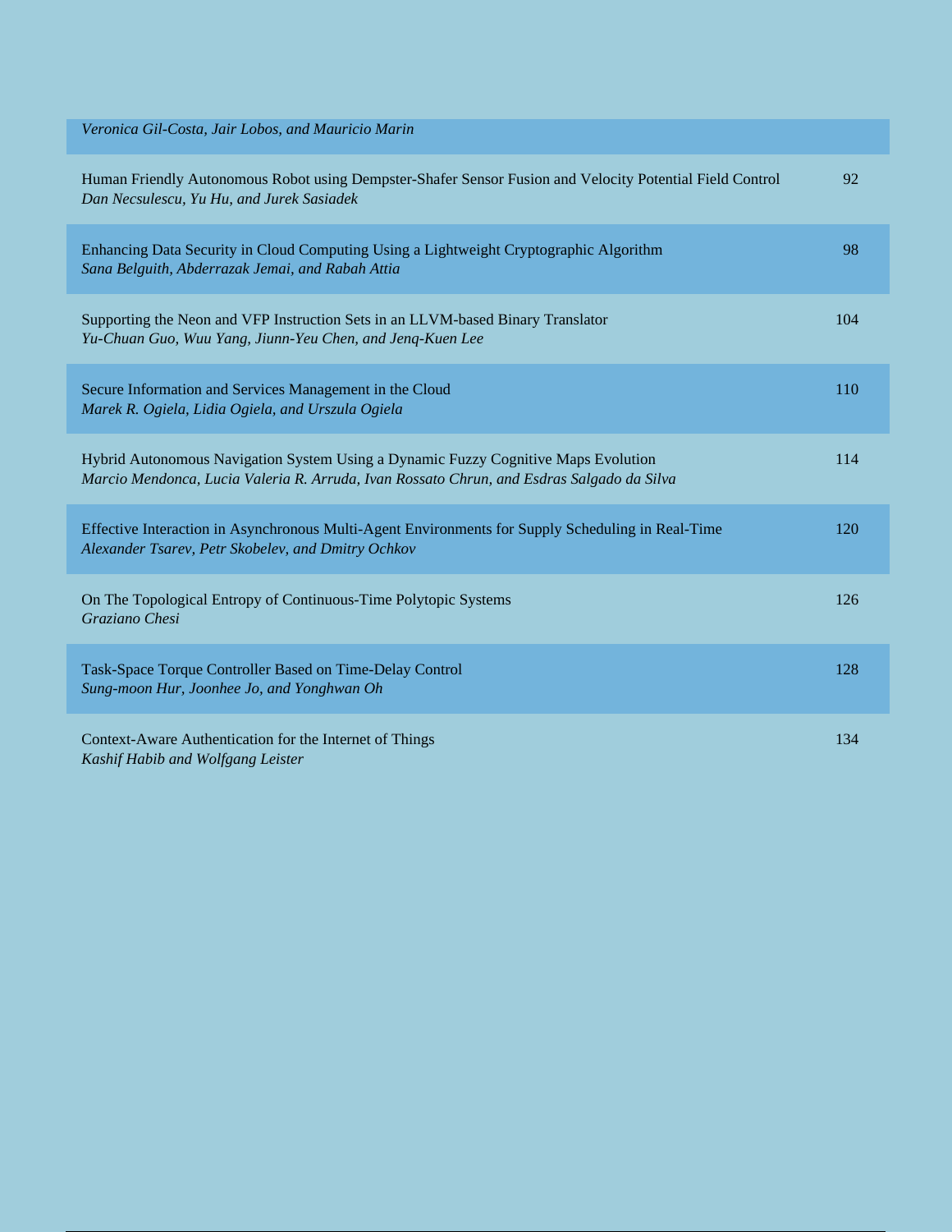*Veronica Gil-Costa, Jair Lobos, and Mauricio Marin*

Human Friendly Autonomous Robot using Dempster-Shafer Sensor Fusion and Velocity Potential Field Control — 92
*Dan Necsulescu, Yu Hu, and Jurek Sasiadek*

Enhancing Data Security in Cloud Computing Using a Lightweight Cryptographic Algorithm — 98
*Sana Belguith, Abderrazak Jemai, and Rabah Attia*

Supporting the Neon and VFP Instruction Sets in an LLVM-based Binary Translator — 104
*Yu-Chuan Guo, Wuu Yang, Jiunn-Yeu Chen, and Jenq-Kuen Lee*

Secure Information and Services Management in the Cloud — 110
*Marek R. Ogiela, Lidia Ogiela, and Urszula Ogiela*

Hybrid Autonomous Navigation System Using a Dynamic Fuzzy Cognitive Maps Evolution — 114
*Marcio Mendonca, Lucia Valeria R. Arruda, Ivan Rossato Chrun, and Esdras Salgado da Silva*

Effective Interaction in Asynchronous Multi-Agent Environments for Supply Scheduling in Real-Time — 120
*Alexander Tsarev, Petr Skobelev, and Dmitry Ochkov*

On The Topological Entropy of Continuous-Time Polytopic Systems — 126
*Graziano Chesi*

Task-Space Torque Controller Based on Time-Delay Control — 128
*Sung-moon Hur, Joonhee Jo, and Yonghwan Oh*

Context-Aware Authentication for the Internet of Things — 134
*Kashif Habib and Wolfgang Leister*